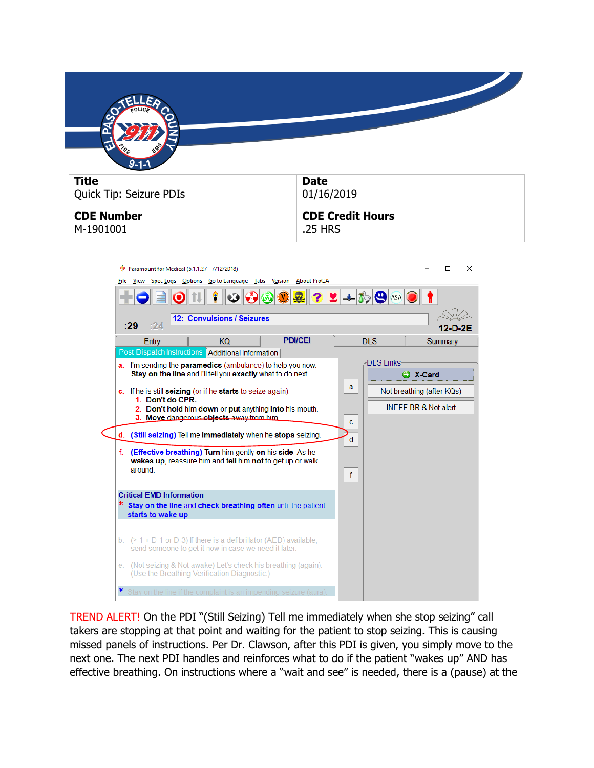| **Title**<br>Quick Tip: Seizure PDIs | **Date**<br>01/16/2019 |
| --- | --- |
| **CDE Number**<br>M-1901001 | **CDE Credit Hours**<br>.25 HRS |

Paramount for Medical (5.1.1.27 - 7/12/2018)

File View Spec Logs Options Go to Language Tabs Version About ProQA

:29 :24 12: Convulsions / Seizures 12-D-2E

Entry | KQ | PDI/CEI | DLS | Summary

Post-Dispatch Instructions | Additional Information

a. I'm sending the **paramedics** (ambulance) to help you now. **Stay on the line** and I'll tell you **exactly** what to do next.

c. If he is still **seizing** (or if he **starts** to seize again):
1. **Don't do CPR.**
2. **Don't hold** him **down** or **put** anything **into** his mouth.
3. **Move dangerous objects** away from him.

d. **(Still seizing)** Tell me **immediately** when he **stops** seizing

f. **(Effective breathing) Turn** him gently **on** his **side**. As he **wakes up**, reassure him and **tell** him **not** to get up or walk around.

**Critical EMD Information**

\* **Stay on the line** and **check breathing often** until the patient **starts to wake up**.

b. (≥ 1 + D-1 or D-3) If there is a defibrillator (AED) available, send someone to get it now in case we need it later.

e. (Not seizing & Not awake) Let's check his breathing (again). (Use the Breathing Verification Diagnostic.)

\* Stay on the line if the complaint is an impending seizure (aura).

DLS Links: X-Card | Not breathing (after KQs) | INEFF BR & Not alert

TREND ALERT! On the PDI "(Still Seizing) Tell me immediately when she stop seizing" call takers are stopping at that point and waiting for the patient to stop seizing. This is causing missed panels of instructions. Per Dr. Clawson, after this PDI is given, you simply move to the next one. The next PDI handles and reinforces what to do if the patient "wakes up" AND has effective breathing. On instructions where a "wait and see" is needed, there is a (pause) at the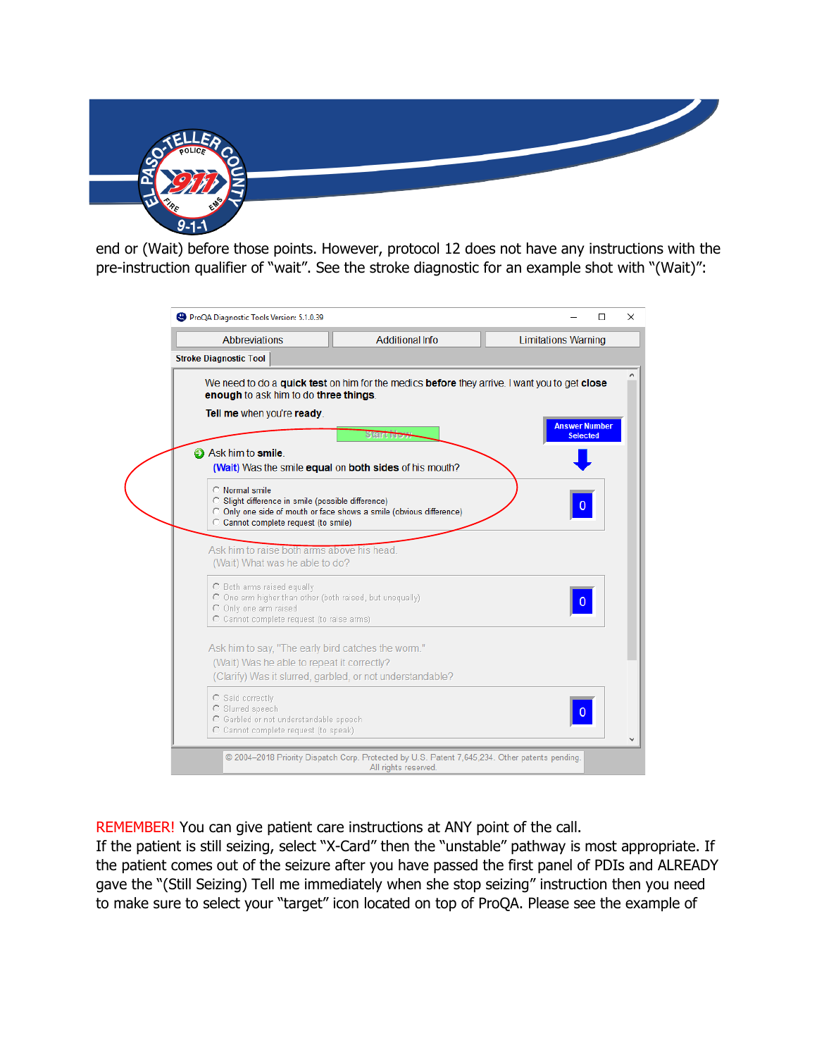end or (Wait) before those points. However, protocol 12 does not have any instructions with the pre-instruction qualifier of "wait". See the stroke diagnostic for an example shot with "(Wait)":

ProQA Diagnostic Tools Version: 5.1.0.39

Abbreviations | Additional Info | Limitations Warning

Stroke Diagnostic Tool

We need to do a **quick test** on him for the medics **before** they arrive. I want you to get **close enough** to ask him to do **three things**.

**Tell me** when you're **ready**.

Start Now

Answer Number Selected

Ask him to **smile**.
(Wait) Was the smile **equal** on **both sides** of his mouth?

- Normal smile
- Slight difference in smile (possible difference)
- Only one side of mouth or face shows a smile (obvious difference)
- Cannot complete request (to smile)

0

Ask him to raise both arms above his head.
(Wait) What was he able to do?

- Both arms raised equally
- One arm higher than other (both raised, but unequally)
- Only one arm raised
- Cannot complete request (to raise arms)

0

Ask him to say, "The early bird catches the worm."
(Wait) Was he able to repeat it correctly?
(Clarify) Was it slurred, garbled, or not understandable?

- Said correctly
- Slurred speech
- Garbled or not understandable speech
- Cannot complete request (to speak)

0

© 2004–2018 Priority Dispatch Corp. Protected by U.S. Patent 7,645,234. Other patents pending. All rights reserved.

REMEMBER! You can give patient care instructions at ANY point of the call.
If the patient is still seizing, select "X-Card" then the "unstable" pathway is most appropriate. If the patient comes out of the seizure after you have passed the first panel of PDIs and ALREADY gave the "(Still Seizing) Tell me immediately when she stop seizing" instruction then you need to make sure to select your "target" icon located on top of ProQA. Please see the example of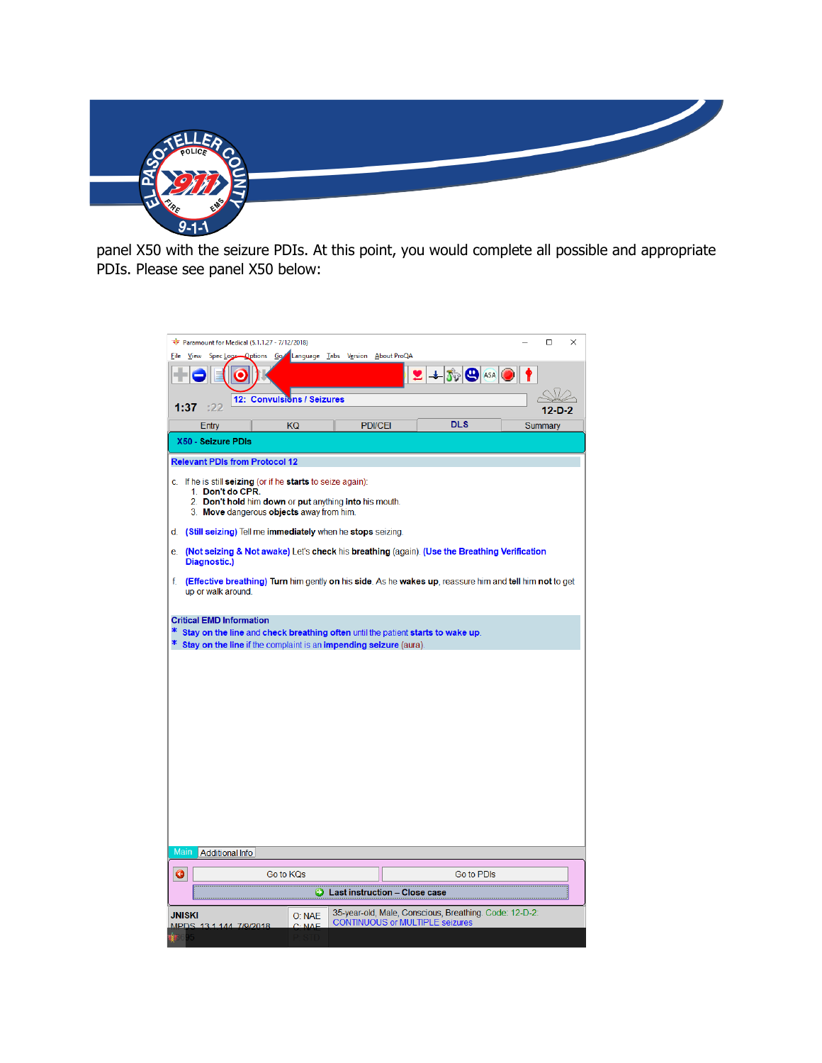panel X50 with the seizure PDIs. At this point, you would complete all possible and appropriate PDIs. Please see panel X50 below:

Paramount for Medical (5.1.1.27 - 7/12/2018)

File View Spec Logs Options Go Language Tabs Version About ProQA

1:37 :22

12: Convulsions / Seizures

12-D-2

Entry | KQ | PDI/CEI | DLS | Summary

**X50 - Seizure PDIs**

**Relevant PDIs from Protocol 12**

c. If he is still **seizing** (or if he **starts** to seize again):
   1. **Don't do CPR.**
   2. **Don't hold** him **down** or **put** anything **into** his mouth.
   3. **Move** dangerous **objects** away from him.

d. **(Still seizing)** Tell me **immediately** when he **stops** seizing.

e. **(Not seizing & Not awake)** Let's **check** his **breathing** (again). **(Use the Breathing Verification Diagnostic.)**

f. **(Effective breathing)** **Turn** him gently **on** his **side**. As he **wakes up**, reassure him and **tell** him **not** to get up or walk around.

**Critical EMD Information**

* **Stay on the line** and **check breathing often** until the patient **starts to wake up**.
* **Stay on the line** if the complaint is an **impending seizure** (aura).

Main | Additional Info

Go to KQs | Go to PDIs

**Last instruction – Close case**

JNISKI
MPDS 13.1.144 7/9/2018

O: NAE
C: NAE

35-year-old, Male, Conscious, Breathing. Code: 12-D-2: CONTINUOUS or MULTIPLE seizures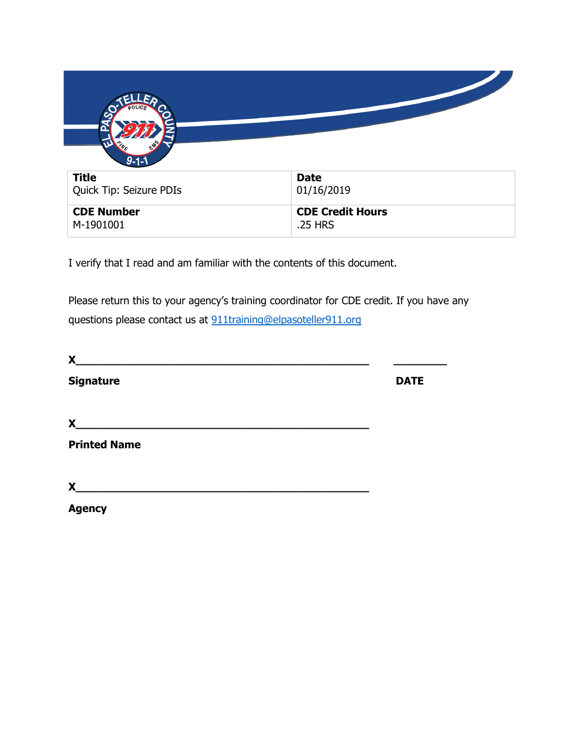| | |
|---|---|
| **Title**<br>Quick Tip: Seizure PDIs | **Date**<br>01/16/2019 |
| **CDE Number**<br>M-1901001 | **CDE Credit Hours**<br>.25 HRS |

I verify that I read and am familiar with the contents of this document.

Please return this to your agency's training coordinator for CDE credit. If you have any questions please contact us at 911training@elpasoteller911.org

**X**_______________________________________________ _________

**Signature** **DATE**

**X**_______________________________________________

**Printed Name**

**X**_______________________________________________

**Agency**